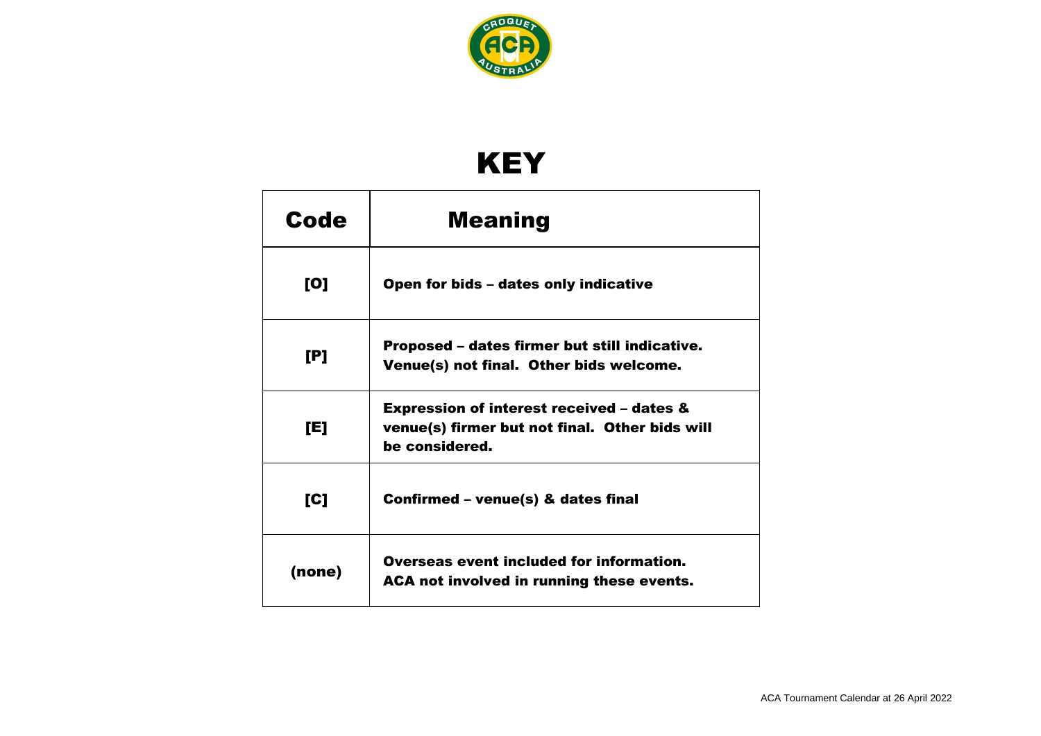# KEY

| Code | Meaning |
|---|---|
| [O] | Open for bids – dates only indicative |
| [P] | Proposed – dates firmer but still indicative. Venue(s) not final. Other bids welcome. |
| [E] | Expression of interest received – dates & venue(s) firmer but not final. Other bids will be considered. |
| [C] | Confirmed – venue(s) & dates final |
| (none) | Overseas event included for information. ACA not involved in running these events. |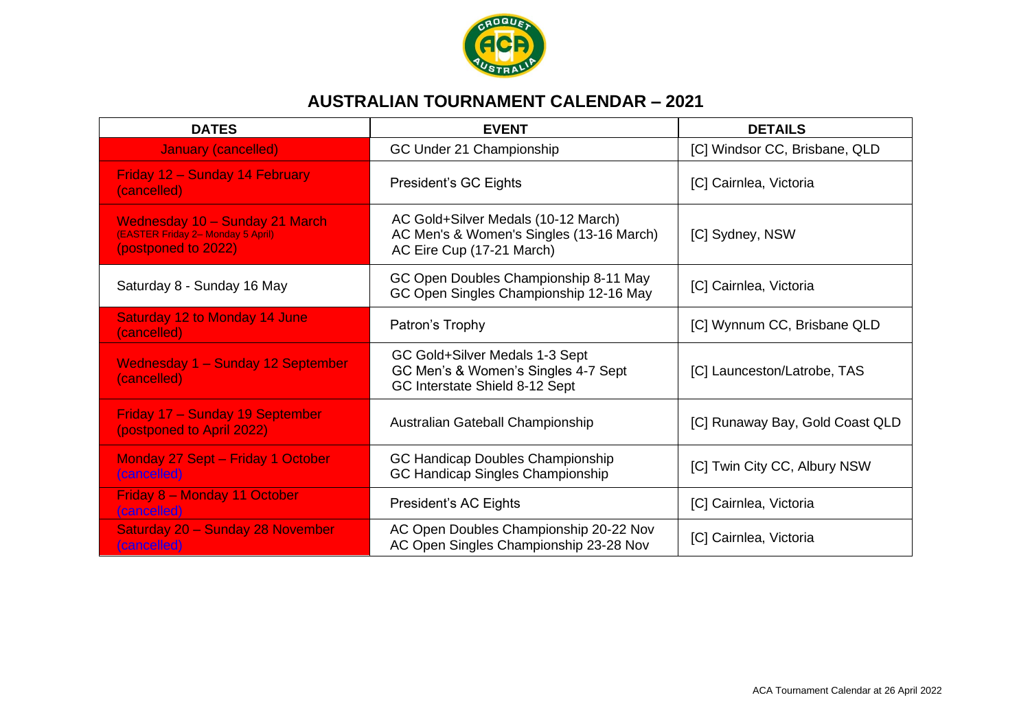## AUSTRALIAN TOURNAMENT CALENDAR – 2021

| DATES | EVENT | DETAILS |
|---|---|---|
| January (cancelled) | GC Under 21 Championship | [C] Windsor CC, Brisbane, QLD |
| Friday 12 – Sunday 14 February (cancelled) | President's GC Eights | [C] Cairnlea, Victoria |
| Wednesday 10 – Sunday 21 March (EASTER Friday 2– Monday 5 April) (postponed to 2022) | AC Gold+Silver Medals (10-12 March)<br>AC Men's & Women's Singles (13-16 March)<br>AC Eire Cup (17-21 March) | [C] Sydney, NSW |
| Saturday 8 - Sunday 16 May | GC Open Doubles Championship 8-11 May<br>GC Open Singles Championship 12-16 May | [C] Cairnlea, Victoria |
| Saturday 12 to Monday 14 June (cancelled) | Patron's Trophy | [C] Wynnum CC, Brisbane QLD |
| Wednesday 1 – Sunday 12 September (cancelled) | GC Gold+Silver Medals 1-3 Sept<br>GC Men's & Women's Singles 4-7 Sept<br>GC Interstate Shield 8-12 Sept | [C] Launceston/Latrobe, TAS |
| Friday 17 – Sunday 19 September (postponed to April 2022) | Australian Gateball Championship | [C] Runaway Bay, Gold Coast QLD |
| Monday 27 Sept – Friday 1 October (cancelled) | GC Handicap Doubles Championship<br>GC Handicap Singles Championship | [C] Twin City CC, Albury NSW |
| Friday 8 – Monday 11 October (cancelled) | President's AC Eights | [C] Cairnlea, Victoria |
| Saturday 20 – Sunday 28 November (cancelled) | AC Open Doubles Championship 20-22 Nov<br>AC Open Singles Championship 23-28 Nov | [C] Cairnlea, Victoria |

ACA Tournament Calendar at 26 April 2022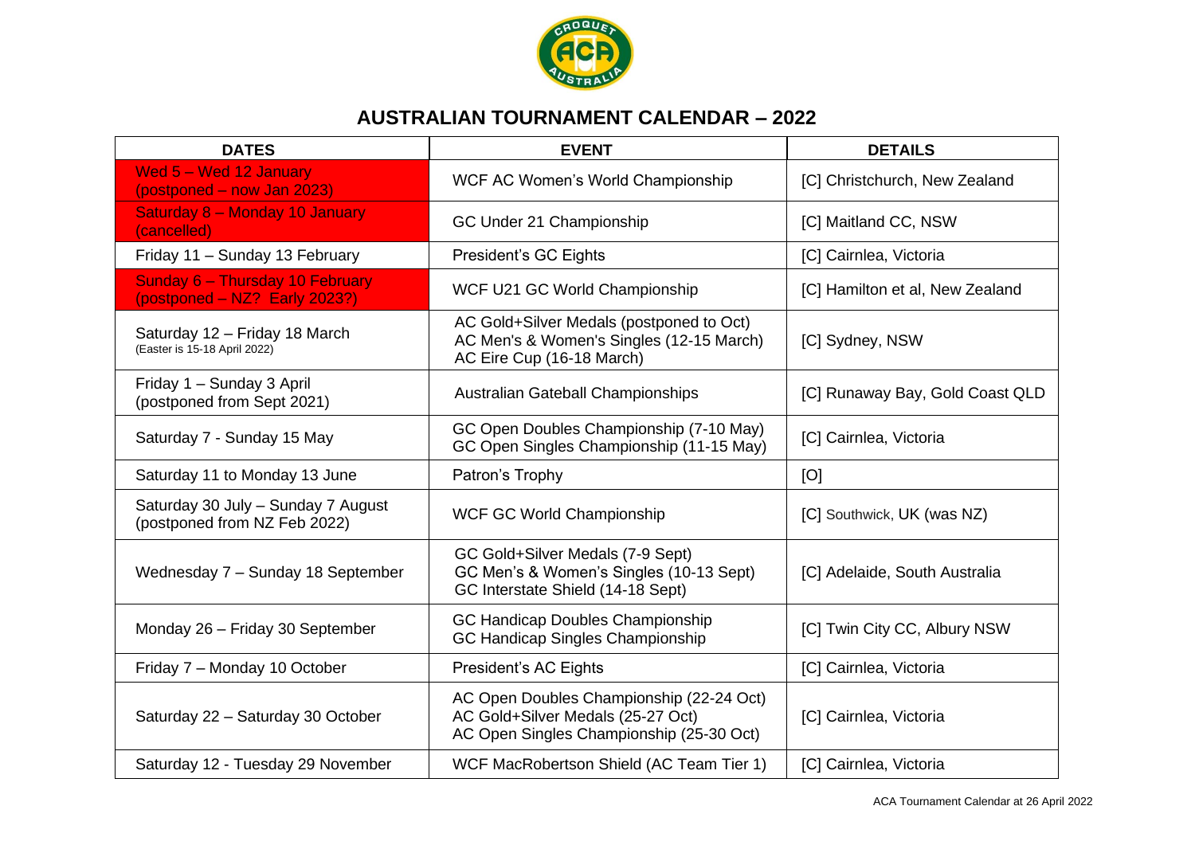## AUSTRALIAN TOURNAMENT CALENDAR – 2022

| DATES | EVENT | DETAILS |
|---|---|---|
| Wed 5 – Wed 12 January (postponed – now Jan 2023) | WCF AC Women's World Championship | [C] Christchurch, New Zealand |
| Saturday 8 – Monday 10 January (cancelled) | GC Under 21 Championship | [C] Maitland CC, NSW |
| Friday 11 – Sunday 13 February | President's GC Eights | [C] Cairnlea, Victoria |
| Sunday 6 – Thursday 10 February (postponed – NZ? Early 2023?) | WCF U21 GC World Championship | [C] Hamilton et al, New Zealand |
| Saturday 12 – Friday 18 March (Easter is 15-18 April 2022) | AC Gold+Silver Medals (postponed to Oct) AC Men's & Women's Singles (12-15 March) AC Eire Cup (16-18 March) | [C] Sydney, NSW |
| Friday 1 – Sunday 3 April (postponed from Sept 2021) | Australian Gateball Championships | [C] Runaway Bay, Gold Coast QLD |
| Saturday 7 - Sunday 15 May | GC Open Doubles Championship (7-10 May) GC Open Singles Championship (11-15 May) | [C] Cairnlea, Victoria |
| Saturday 11 to Monday 13 June | Patron's Trophy | [O] |
| Saturday 30 July – Sunday 7 August (postponed from NZ Feb 2022) | WCF GC World Championship | [C] Southwick, UK (was NZ) |
| Wednesday 7 – Sunday 18 September | GC Gold+Silver Medals (7-9 Sept) GC Men's & Women's Singles (10-13 Sept) GC Interstate Shield (14-18 Sept) | [C] Adelaide, South Australia |
| Monday 26 – Friday 30 September | GC Handicap Doubles Championship GC Handicap Singles Championship | [C] Twin City CC, Albury NSW |
| Friday 7 – Monday 10 October | President's AC Eights | [C] Cairnlea, Victoria |
| Saturday 22 – Saturday 30 October | AC Open Doubles Championship (22-24 Oct) AC Gold+Silver Medals (25-27 Oct) AC Open Singles Championship (25-30 Oct) | [C] Cairnlea, Victoria |
| Saturday 12 - Tuesday 29 November | WCF MacRobertson Shield (AC Team Tier 1) | [C] Cairnlea, Victoria |

ACA Tournament Calendar at 26 April 2022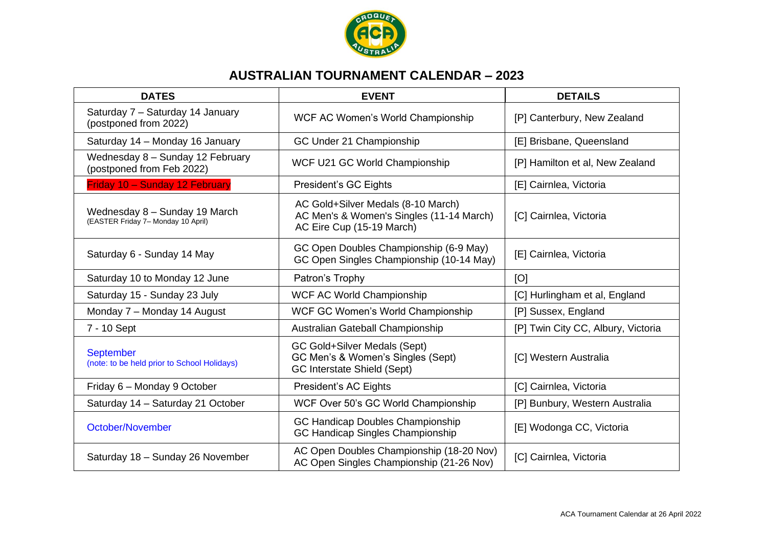# AUSTRALIAN TOURNAMENT CALENDAR – 2023

| DATES | EVENT | DETAILS |
|---|---|---|
| Saturday 7 – Saturday 14 January (postponed from 2022) | WCF AC Women's World Championship | [P] Canterbury, New Zealand |
| Saturday 14 – Monday 16 January | GC Under 21 Championship | [E] Brisbane, Queensland |
| Wednesday 8 – Sunday 12 February (postponed from Feb 2022) | WCF U21 GC World Championship | [P] Hamilton et al, New Zealand |
| Friday 10 – Sunday 12 February | President's GC Eights | [E] Cairnlea, Victoria |
| Wednesday 8 – Sunday 19 March (EASTER Friday 7– Monday 10 April) | AC Gold+Silver Medals (8-10 March)<br>AC Men's & Women's Singles (11-14 March)<br>AC Eire Cup (15-19 March) | [C] Cairnlea, Victoria |
| Saturday 6 - Sunday 14 May | GC Open Doubles Championship (6-9 May)<br>GC Open Singles Championship (10-14 May) | [E] Cairnlea, Victoria |
| Saturday 10 to Monday 12 June | Patron's Trophy | [O] |
| Saturday 15 - Sunday 23 July | WCF AC World Championship | [C] Hurlingham et al, England |
| Monday 7 – Monday 14 August | WCF GC Women's World Championship | [P] Sussex, England |
| 7 - 10 Sept | Australian Gateball Championship | [P] Twin City CC, Albury, Victoria |
| September (note: to be held prior to School Holidays) | GC Gold+Silver Medals (Sept)<br>GC Men's & Women's Singles (Sept)<br>GC Interstate Shield (Sept) | [C] Western Australia |
| Friday 6 – Monday 9 October | President's AC Eights | [C] Cairnlea, Victoria |
| Saturday 14 – Saturday 21 October | WCF Over 50's GC World Championship | [P] Bunbury, Western Australia |
| October/November | GC Handicap Doubles Championship<br>GC Handicap Singles Championship | [E] Wodonga CC, Victoria |
| Saturday 18 – Sunday 26 November | AC Open Doubles Championship (18-20 Nov)<br>AC Open Singles Championship (21-26 Nov) | [C] Cairnlea, Victoria |

ACA Tournament Calendar at 26 April 2022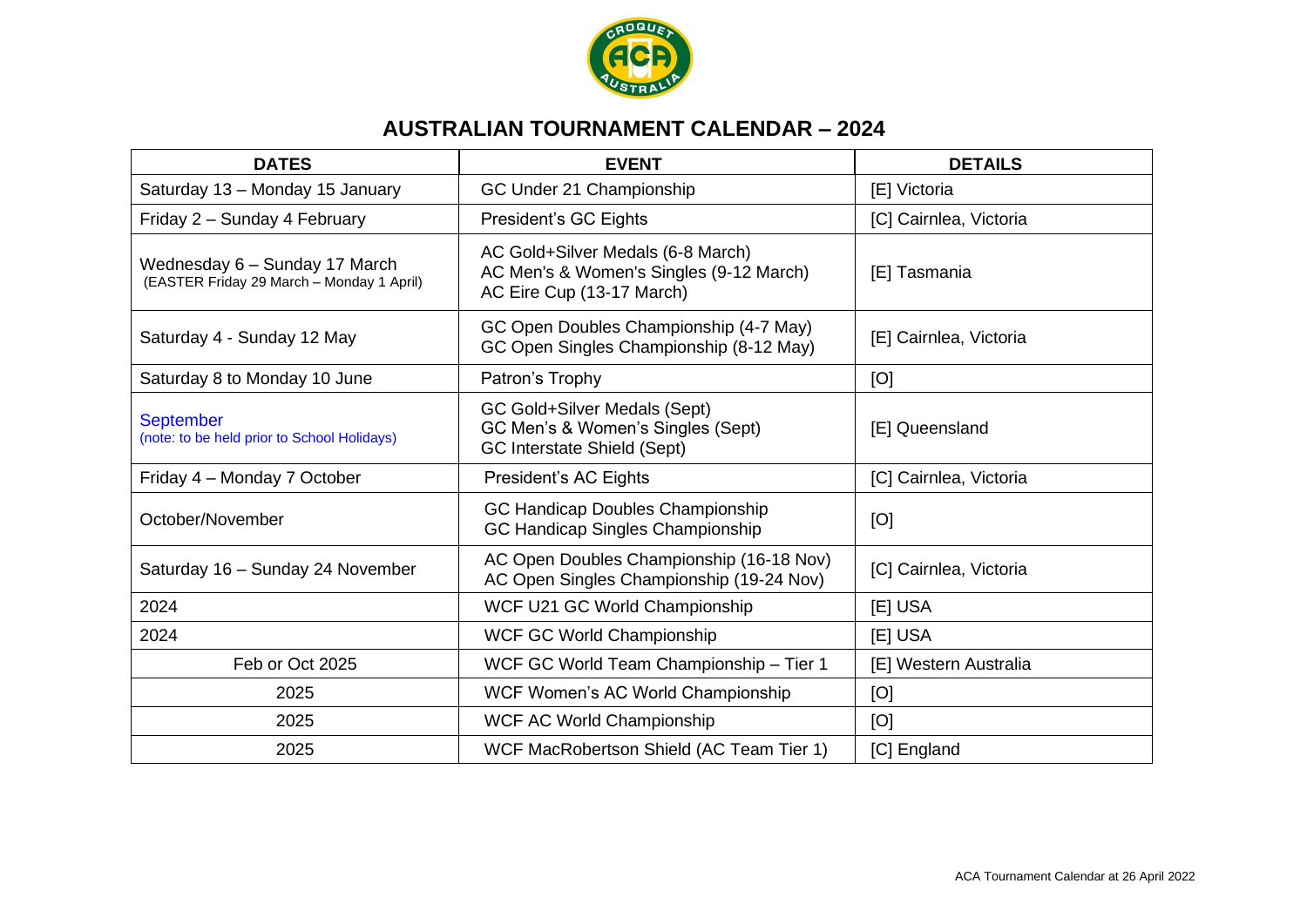# AUSTRALIAN TOURNAMENT CALENDAR – 2024

| DATES | EVENT | DETAILS |
|---|---|---|
| Saturday 13 – Monday 15 January | GC Under 21 Championship | [E] Victoria |
| Friday 2 – Sunday 4 February | President's GC Eights | [C] Cairnlea, Victoria |
| Wednesday 6 – Sunday 17 March<br>(EASTER Friday 29 March – Monday 1 April) | AC Gold+Silver Medals (6-8 March)<br>AC Men's & Women's Singles (9-12 March)<br>AC Eire Cup (13-17 March) | [E] Tasmania |
| Saturday 4 - Sunday 12 May | GC Open Doubles Championship (4-7 May)<br>GC Open Singles Championship (8-12 May) | [E] Cairnlea, Victoria |
| Saturday 8 to Monday 10 June | Patron's Trophy | [O] |
| September<br>(note: to be held prior to School Holidays) | GC Gold+Silver Medals (Sept)<br>GC Men's & Women's Singles (Sept)<br>GC Interstate Shield (Sept) | [E] Queensland |
| Friday 4 – Monday 7 October | President's AC Eights | [C] Cairnlea, Victoria |
| October/November | GC Handicap Doubles Championship<br>GC Handicap Singles Championship | [O] |
| Saturday 16 – Sunday 24 November | AC Open Doubles Championship (16-18 Nov)<br>AC Open Singles Championship (19-24 Nov) | [C] Cairnlea, Victoria |
| 2024 | WCF U21 GC World Championship | [E] USA |
| 2024 | WCF GC World Championship | [E] USA |
| Feb or Oct 2025 | WCF GC World Team Championship – Tier 1 | [E] Western Australia |
| 2025 | WCF Women's AC World Championship | [O] |
| 2025 | WCF AC World Championship | [O] |
| 2025 | WCF MacRobertson Shield (AC Team Tier 1) | [C] England |

ACA Tournament Calendar at 26 April 2022